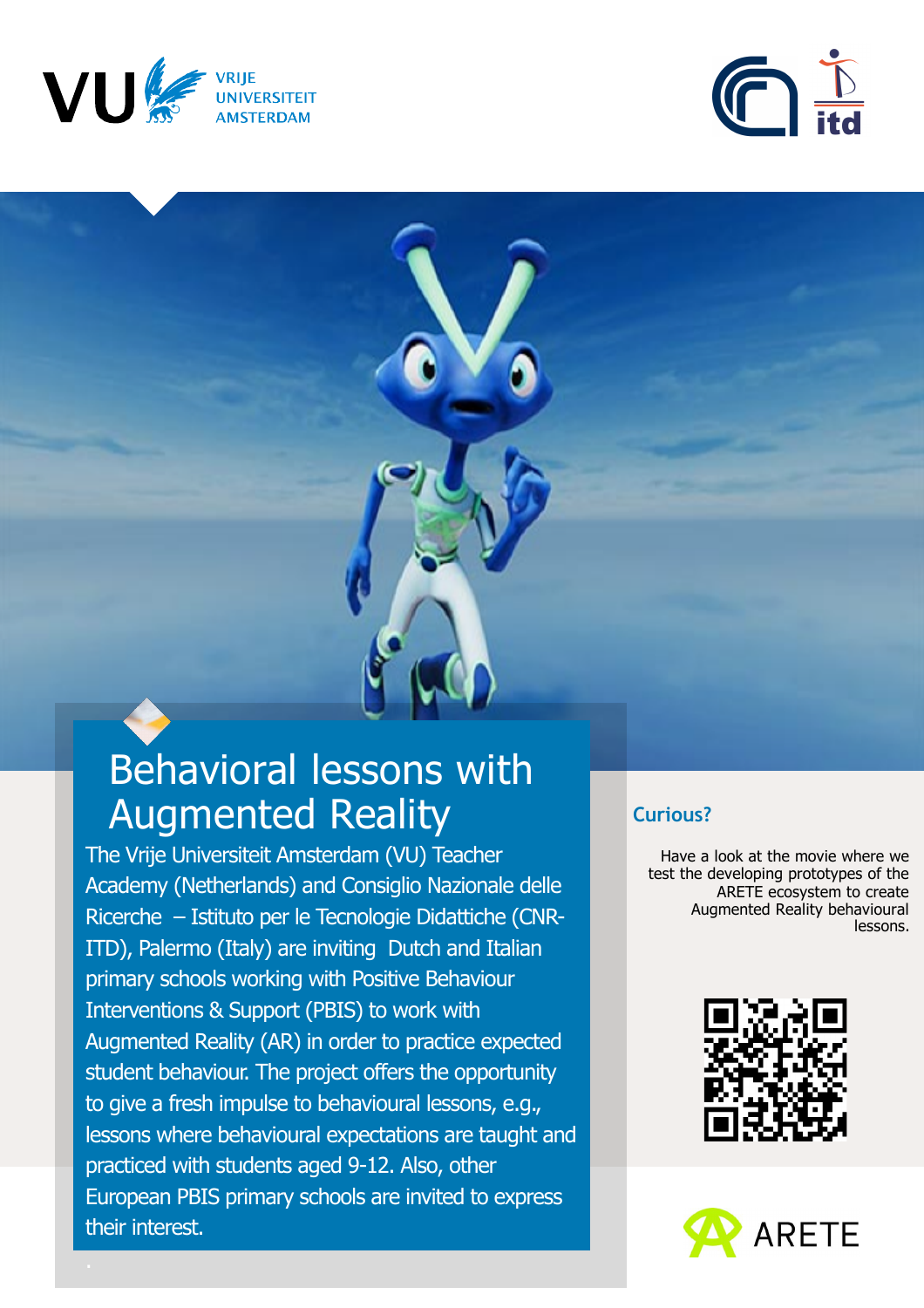VU VRIJE UNIVERSITEIT AMSTERDAM

itd

# Behavioral lessons with Augmented Reality

The Vrije Universiteit Amsterdam (VU) Teacher Academy (Netherlands) and Consiglio Nazionale delle Ricerche – Istituto per le Tecnologie Didattiche (CNR-ITD), Palermo (Italy) are inviting Dutch and Italian primary schools working with Positive Behaviour Interventions & Support (PBIS) to work with Augmented Reality (AR) in order to practice expected student behaviour. The project offers the opportunity to give a fresh impulse to behavioural lessons, e.g., lessons where behavioural expectations are taught and practiced with students aged 9-12. Also, other European PBIS primary schools are invited to express their interest.

## Curious?

Have a look at the movie where we test the developing prototypes of the ARETE ecosystem to create Augmented Reality behavioural lessons.

ARETE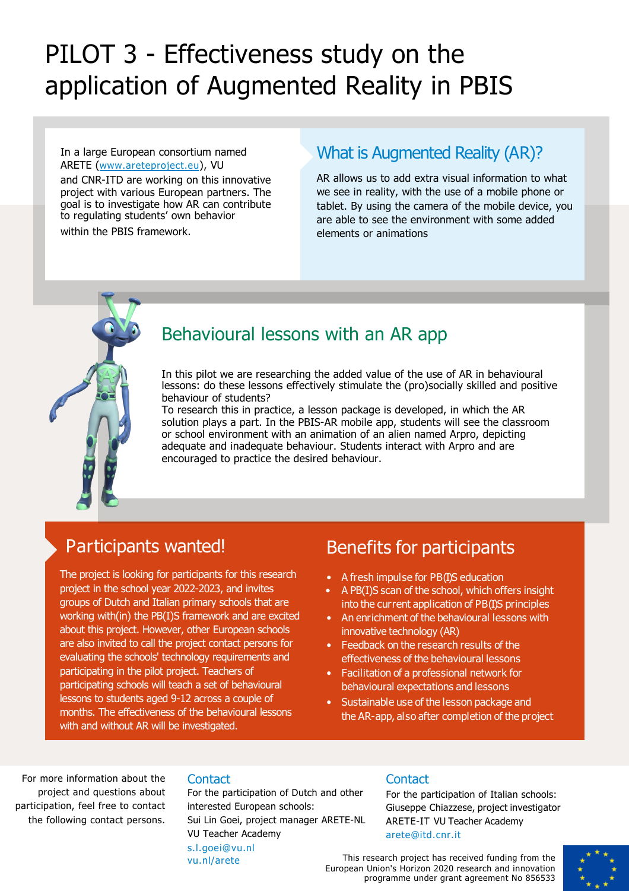# PILOT 3 - Effectiveness study on the application of Augmented Reality in PBIS

In a large European consortium named ARETE (www.areteproject.eu), VU and CNR-ITD are working on this innovative project with various European partners. The goal is to investigate how AR can contribute to regulating students' own behavior within the PBIS framework.

## What is Augmented Reality (AR)?

AR allows us to add extra visual information to what we see in reality, with the use of a mobile phone or tablet. By using the camera of the mobile device, you are able to see the environment with some added elements or animations

## Behavioural lessons with an AR app

In this pilot we are researching the added value of the use of AR in behavioural lessons: do these lessons effectively stimulate the (pro)socially skilled and positive behaviour of students?
To research this in practice, a lesson package is developed, in which the AR solution plays a part. In the PBIS-AR mobile app, students will see the classroom or school environment with an animation of an alien named Arpro, depicting adequate and inadequate behaviour. Students interact with Arpro and are encouraged to practice the desired behaviour.

## Participants wanted!

The project is looking for participants for this research project in the school year 2022-2023, and invites groups of Dutch and Italian primary schools that are working with(in) the PB(I)S framework and are excited about this project. However, other European schools are also invited to call the project contact persons for evaluating the schools' technology requirements and participating in the pilot project. Teachers of participating schools will teach a set of behavioural lessons to students aged 9-12 across a couple of months. The effectiveness of the behavioural lessons with and without AR will be investigated.

## Benefits for participants

- A fresh impulse for PB(I)S education
- A PB(I)S scan of the school, which offers insight into the current application of PB(I)S principles
- An enrichment of the behavioural lessons with innovative technology (AR)
- Feedback on the research results of the effectiveness of the behavioural lessons
- Facilitation of a professional network for behavioural expectations and lessons
- Sustainable use of the lesson package and the AR-app, also after completion of the project

For more information about the project and questions about participation, feel free to contact the following contact persons.

### Contact

For the participation of Dutch and other interested European schools:
Sui Lin Goei, project manager ARETE-NL
VU Teacher Academy
s.l.goei@vu.nl
vu.nl/arete

### Contact

For the participation of Italian schools:
Giuseppe Chiazzese, project investigator
ARETE-IT VU Teacher Academy
arete@itd.cnr.it

This research project has received funding from the European Union's Horizon 2020 research and innovation programme under grant agreement No 856533